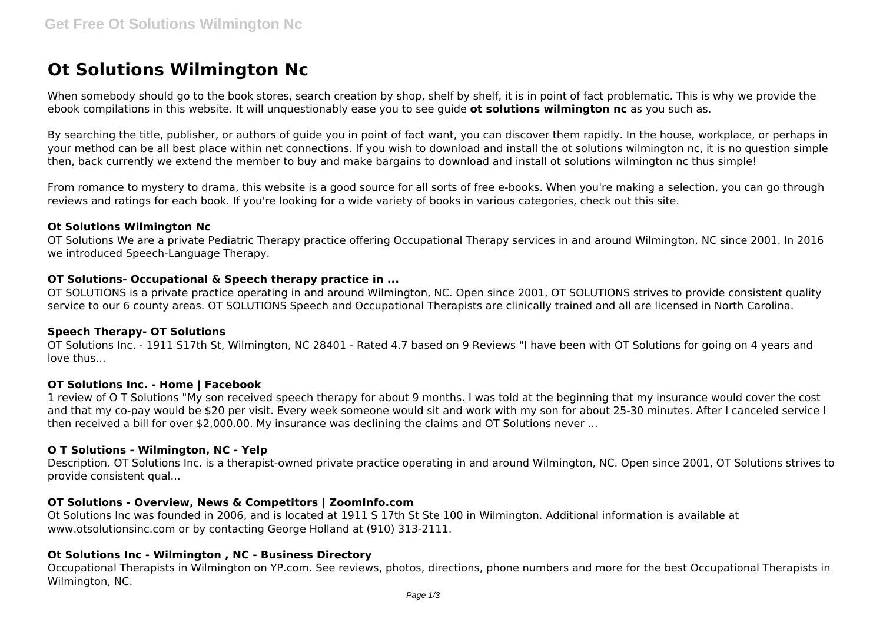# Ot Solutions Wilmington Nc

When somebody should go to the book stores, search creation by shop, shelf by shelf, it is in point of fact problematic. This is why we provide the ebook compilations in this website. It will unquestionably ease you to see guide **ot solutions wilmington nc** as you such as.

By searching the title, publisher, or authors of guide you in point of fact want, you can discover them rapidly. In the house, workplace, or perhaps in your method can be all best place within net connections. If you wish to download and install the ot solutions wilmington nc, it is no question simple then, back currently we extend the member to buy and make bargains to download and install ot solutions wilmington nc thus simple!

From romance to mystery to drama, this website is a good source for all sorts of free e-books. When you're making a selection, you can go through reviews and ratings for each book. If you're looking for a wide variety of books in various categories, check out this site.

### Ot Solutions Wilmington Nc

OT Solutions We are a private Pediatric Therapy practice offering Occupational Therapy services in and around Wilmington, NC since 2001. In 2016 we introduced Speech-Language Therapy.

### OT Solutions- Occupational & Speech therapy practice in ...

OT SOLUTIONS is a private practice operating in and around Wilmington, NC. Open since 2001, OT SOLUTIONS strives to provide consistent quality service to our 6 county areas. OT SOLUTIONS Speech and Occupational Therapists are clinically trained and all are licensed in North Carolina.

### Speech Therapy- OT Solutions

OT Solutions Inc. - 1911 S17th St, Wilmington, NC 28401 - Rated 4.7 based on 9 Reviews "I have been with OT Solutions for going on 4 years and love thus...

### OT Solutions Inc. - Home | Facebook

1 review of O T Solutions "My son received speech therapy for about 9 months. I was told at the beginning that my insurance would cover the cost and that my co-pay would be $20 per visit. Every week someone would sit and work with my son for about 25-30 minutes. After I canceled service I then received a bill for over $2,000.00. My insurance was declining the claims and OT Solutions never ...

### O T Solutions - Wilmington, NC - Yelp

Description. OT Solutions Inc. is a therapist-owned private practice operating in and around Wilmington, NC. Open since 2001, OT Solutions strives to provide consistent qual...

### OT Solutions - Overview, News & Competitors | ZoomInfo.com

Ot Solutions Inc was founded in 2006, and is located at 1911 S 17th St Ste 100 in Wilmington. Additional information is available at www.otsolutionsinc.com or by contacting George Holland at (910) 313-2111.

### Ot Solutions Inc - Wilmington , NC - Business Directory

Occupational Therapists in Wilmington on YP.com. See reviews, photos, directions, phone numbers and more for the best Occupational Therapists in Wilmington, NC.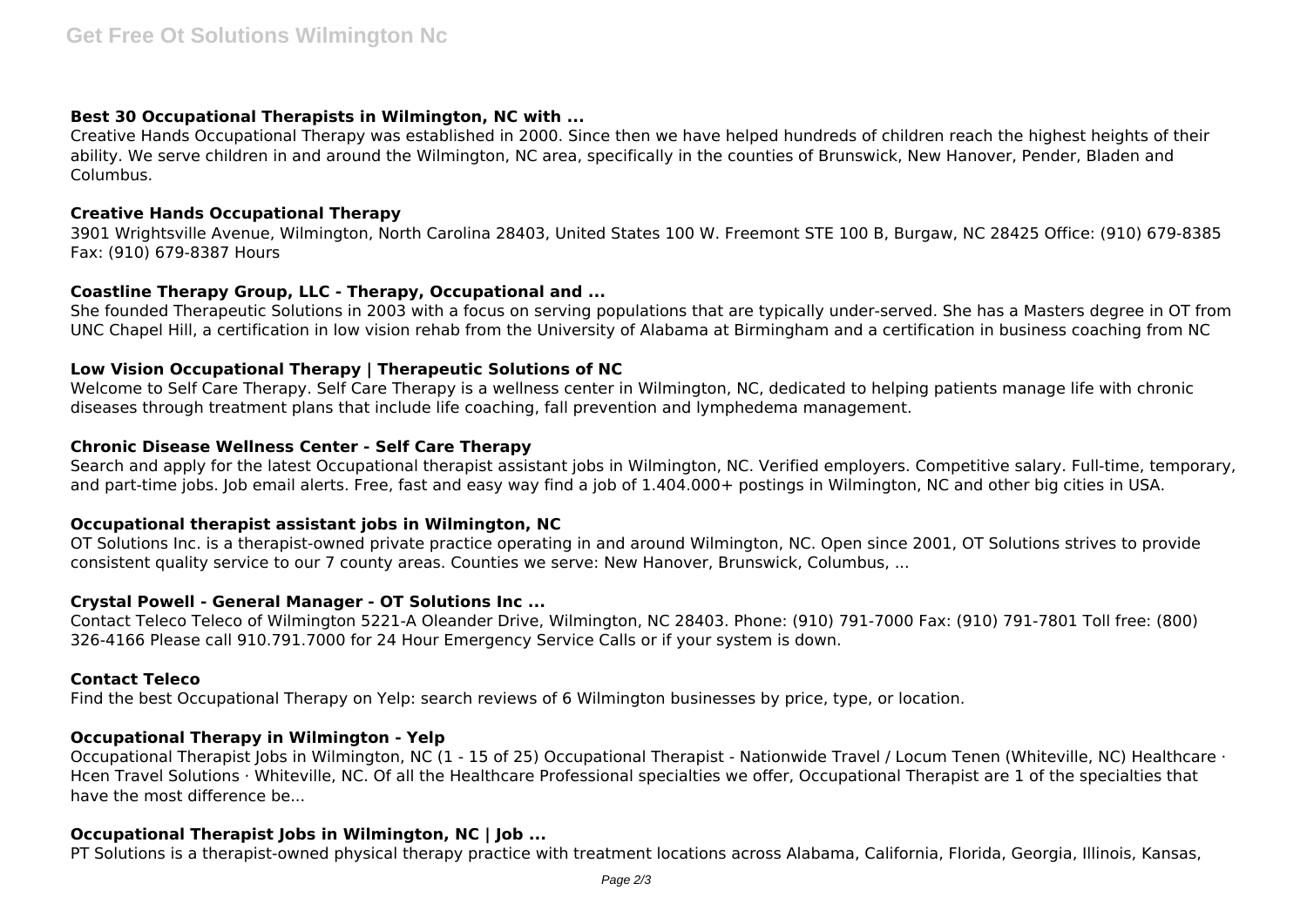### Best 30 Occupational Therapists in Wilmington, NC with ...

Creative Hands Occupational Therapy was established in 2000. Since then we have helped hundreds of children reach the highest heights of their ability. We serve children in and around the Wilmington, NC area, specifically in the counties of Brunswick, New Hanover, Pender, Bladen and Columbus.

### Creative Hands Occupational Therapy

3901 Wrightsville Avenue, Wilmington, North Carolina 28403, United States 100 W. Freemont STE 100 B, Burgaw, NC 28425 Office: (910) 679-8385 Fax: (910) 679-8387 Hours

### Coastline Therapy Group, LLC - Therapy, Occupational and ...

She founded Therapeutic Solutions in 2003 with a focus on serving populations that are typically under-served. She has a Masters degree in OT from UNC Chapel Hill, a certification in low vision rehab from the University of Alabama at Birmingham and a certification in business coaching from NC

### Low Vision Occupational Therapy | Therapeutic Solutions of NC

Welcome to Self Care Therapy. Self Care Therapy is a wellness center in Wilmington, NC, dedicated to helping patients manage life with chronic diseases through treatment plans that include life coaching, fall prevention and lymphedema management.

### Chronic Disease Wellness Center - Self Care Therapy

Search and apply for the latest Occupational therapist assistant jobs in Wilmington, NC. Verified employers. Competitive salary. Full-time, temporary, and part-time jobs. Job email alerts. Free, fast and easy way find a job of 1.404.000+ postings in Wilmington, NC and other big cities in USA.

### Occupational therapist assistant jobs in Wilmington, NC

OT Solutions Inc. is a therapist-owned private practice operating in and around Wilmington, NC. Open since 2001, OT Solutions strives to provide consistent quality service to our 7 county areas. Counties we serve: New Hanover, Brunswick, Columbus, ...

### Crystal Powell - General Manager - OT Solutions Inc ...

Contact Teleco Teleco of Wilmington 5221-A Oleander Drive, Wilmington, NC 28403. Phone: (910) 791-7000 Fax: (910) 791-7801 Toll free: (800) 326-4166 Please call 910.791.7000 for 24 Hour Emergency Service Calls or if your system is down.

### Contact Teleco

Find the best Occupational Therapy on Yelp: search reviews of 6 Wilmington businesses by price, type, or location.

### Occupational Therapy in Wilmington - Yelp

Occupational Therapist Jobs in Wilmington, NC (1 - 15 of 25) Occupational Therapist - Nationwide Travel / Locum Tenen (Whiteville, NC) Healthcare · Hcen Travel Solutions · Whiteville, NC. Of all the Healthcare Professional specialties we offer, Occupational Therapist are 1 of the specialties that have the most difference be...

### Occupational Therapist Jobs in Wilmington, NC | Job ...

PT Solutions is a therapist-owned physical therapy practice with treatment locations across Alabama, California, Florida, Georgia, Illinois, Kansas,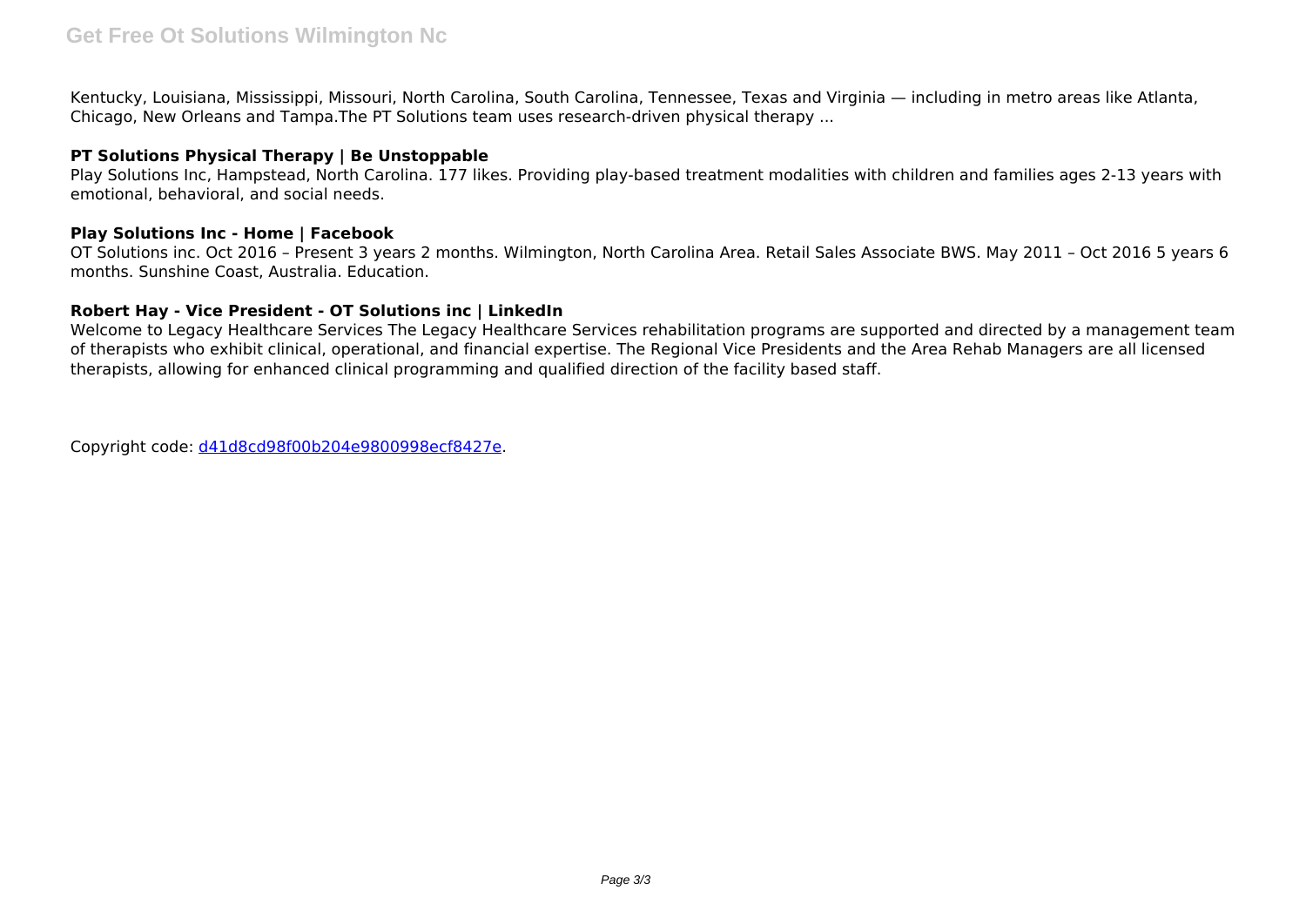Kentucky, Louisiana, Mississippi, Missouri, North Carolina, South Carolina, Tennessee, Texas and Virginia — including in metro areas like Atlanta, Chicago, New Orleans and Tampa.The PT Solutions team uses research-driven physical therapy ...

**PT Solutions Physical Therapy | Be Unstoppable**

Play Solutions Inc, Hampstead, North Carolina. 177 likes. Providing play-based treatment modalities with children and families ages 2-13 years with emotional, behavioral, and social needs.

**Play Solutions Inc - Home | Facebook**

OT Solutions inc. Oct 2016 – Present 3 years 2 months. Wilmington, North Carolina Area. Retail Sales Associate BWS. May 2011 – Oct 2016 5 years 6 months. Sunshine Coast, Australia. Education.

**Robert Hay - Vice President - OT Solutions inc | LinkedIn**

Welcome to Legacy Healthcare Services The Legacy Healthcare Services rehabilitation programs are supported and directed by a management team of therapists who exhibit clinical, operational, and financial expertise. The Regional Vice Presidents and the Area Rehab Managers are all licensed therapists, allowing for enhanced clinical programming and qualified direction of the facility based staff.

Copyright code: d41d8cd98f00b204e9800998ecf8427e.